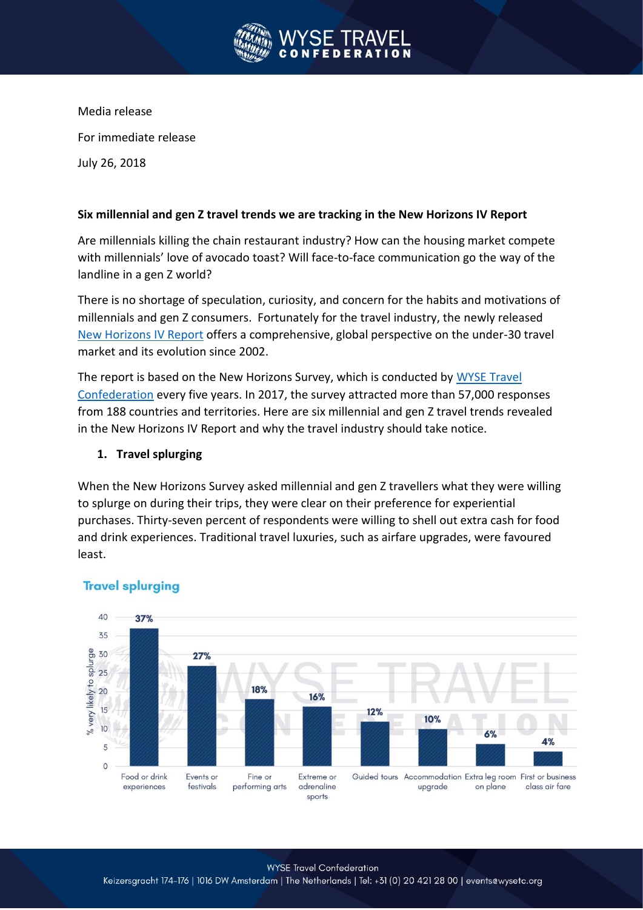Media release

For immediate release

July 26, 2018

**Six millennial and gen Z travel trends we are tracking in the New Horizons IV Report**

Are millennials killing the chain restaurant industry? How can the housing market compete with millennials' love of avocado toast? Will face-to-face communication go the way of the landline in a gen Z world?

There is no shortage of speculation, curiosity, and concern for the habits and motivations of millennials and gen Z consumers. Fortunately for the travel industry, the newly released [New Horizons IV Report](#) offers a comprehensive, global perspective on the under-30 travel market and its evolution since 2002.

The report is based on the New Horizons Survey, which is conducted by [WYSE Travel Confederation](#) every five years. In 2017, the survey attracted more than 57,000 responses from 188 countries and territories. Here are six millennial and gen Z travel trends revealed in the New Horizons IV Report and why the travel industry should take notice.

1. **Travel splurging**

When the New Horizons Survey asked millennial and gen Z travellers what they were willing to splurge on during their trips, they were clear on their preference for experiential purchases. Thirty-seven percent of respondents were willing to shell out extra cash for food and drink experiences. Traditional travel luxuries, such as airfare upgrades, were favoured least.

**Travel splurging**

| Category | % very likely to splurge |
|---|---|
| Food or drink experiences | 37% |
| Events or festivals | 27% |
| Fine or performing arts | 18% |
| Extreme or adrenaline sports | 16% |
| Guided tours | 12% |
| Accommodation upgrade | 10% |
| Extra leg room on plane | 6% |
| First or business class air fare | 4% |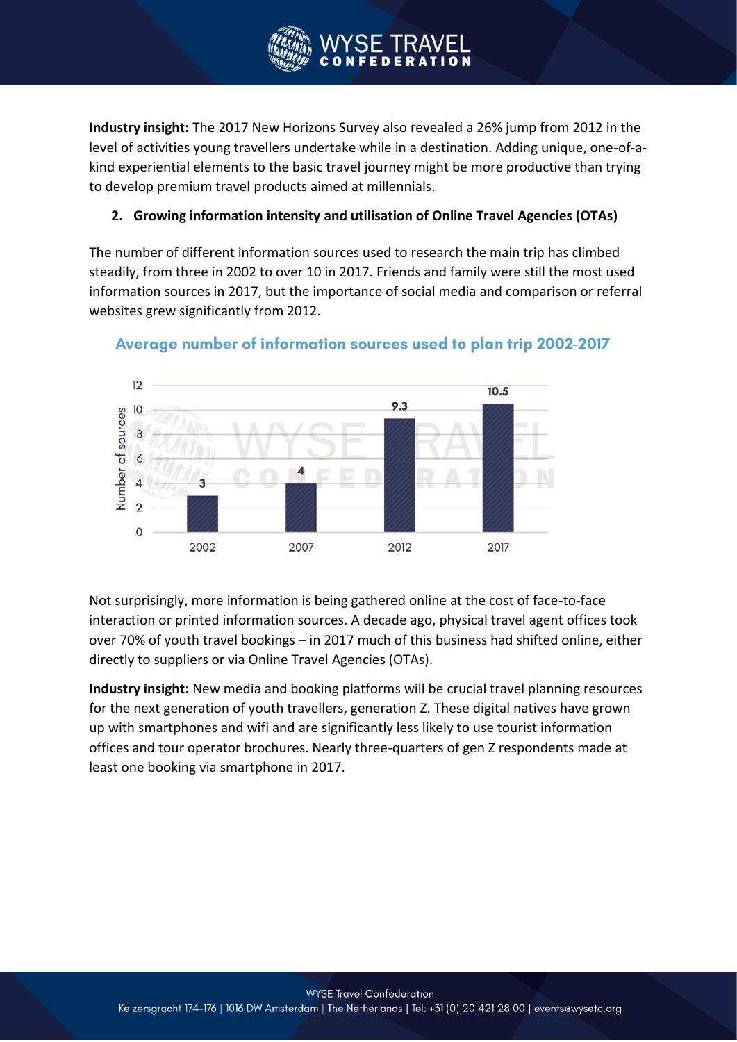**Industry insight:** The 2017 New Horizons Survey also revealed a 26% jump from 2012 in the level of activities young travellers undertake while in a destination. Adding unique, one-of-a-kind experiential elements to the basic travel journey might be more productive than trying to develop premium travel products aimed at millennials.

2. **Growing information intensity and utilisation of Online Travel Agencies (OTAs)**

The number of different information sources used to research the main trip has climbed steadily, from three in 2002 to over 10 in 2017. Friends and family were still the most used information sources in 2017, but the importance of social media and comparison or referral websites grew significantly from 2012.

**Average number of information sources used to plan trip 2002-2017**

| Year | Number of sources |
|---|---|
| 2002 | 3 |
| 2007 | 4 |
| 2012 | 9.3 |
| 2017 | 10.5 |

Not surprisingly, more information is being gathered online at the cost of face-to-face interaction or printed information sources. A decade ago, physical travel agent offices took over 70% of youth travel bookings – in 2017 much of this business had shifted online, either directly to suppliers or via Online Travel Agencies (OTAs).

**Industry insight:** New media and booking platforms will be crucial travel planning resources for the next generation of youth travellers, generation Z. These digital natives have grown up with smartphones and wifi and are significantly less likely to use tourist information offices and tour operator brochures. Nearly three-quarters of gen Z respondents made at least one booking via smartphone in 2017.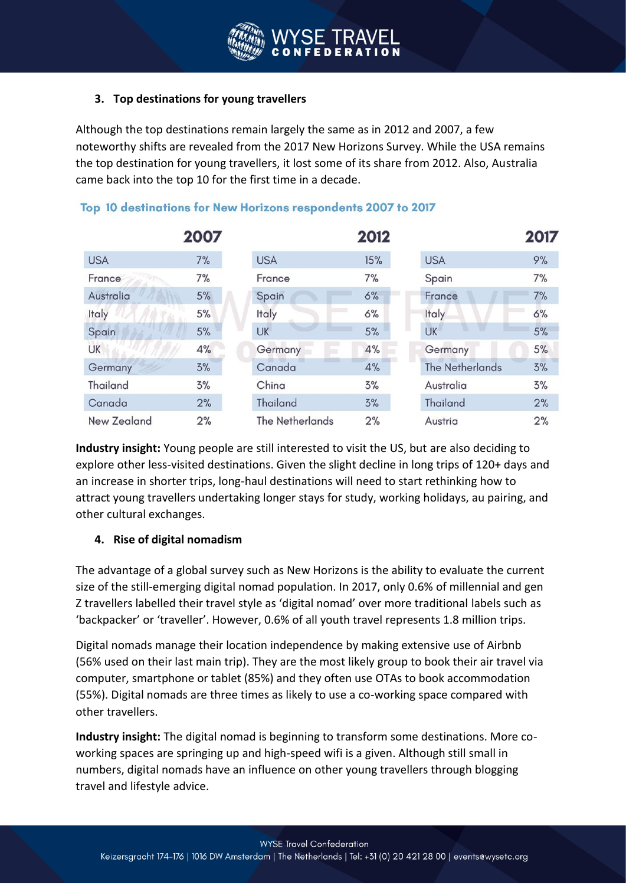### 3. Top destinations for young travellers

Although the top destinations remain largely the same as in 2012 and 2007, a few noteworthy shifts are revealed from the 2017 New Horizons Survey. While the USA remains the top destination for young travellers, it lost some of its share from 2012. Also, Australia came back into the top 10 for the first time in a decade.

**Top 10 destinations for New Horizons respondents 2007 to 2017**

| 2007 | | 2012 | | 2017 | |
|---|---|---|---|---|---|
| USA | 7% | USA | 15% | USA | 9% |
| France | 7% | France | 7% | Spain | 7% |
| Australia | 5% | Spain | 6% | France | 7% |
| Italy | 5% | Italy | 6% | Italy | 6% |
| Spain | 5% | UK | 5% | UK | 5% |
| UK | 4% | Germany | 4% | Germany | 5% |
| Germany | 3% | Canada | 4% | The Netherlands | 3% |
| Thailand | 3% | China | 3% | Australia | 3% |
| Canada | 2% | Thailand | 3% | Thailand | 2% |
| New Zealand | 2% | The Netherlands | 2% | Austria | 2% |

**Industry insight:** Young people are still interested to visit the US, but are also deciding to explore other less-visited destinations. Given the slight decline in long trips of 120+ days and an increase in shorter trips, long-haul destinations will need to start rethinking how to attract young travellers undertaking longer stays for study, working holidays, au pairing, and other cultural exchanges.

### 4. Rise of digital nomadism

The advantage of a global survey such as New Horizons is the ability to evaluate the current size of the still-emerging digital nomad population. In 2017, only 0.6% of millennial and gen Z travellers labelled their travel style as 'digital nomad' over more traditional labels such as 'backpacker' or 'traveller'. However, 0.6% of all youth travel represents 1.8 million trips.

Digital nomads manage their location independence by making extensive use of Airbnb (56% used on their last main trip). They are the most likely group to book their air travel via computer, smartphone or tablet (85%) and they often use OTAs to book accommodation (55%). Digital nomads are three times as likely to use a co-working space compared with other travellers.

**Industry insight:** The digital nomad is beginning to transform some destinations. More co-working spaces are springing up and high-speed wifi is a given. Although still small in numbers, digital nomads have an influence on other young travellers through blogging travel and lifestyle advice.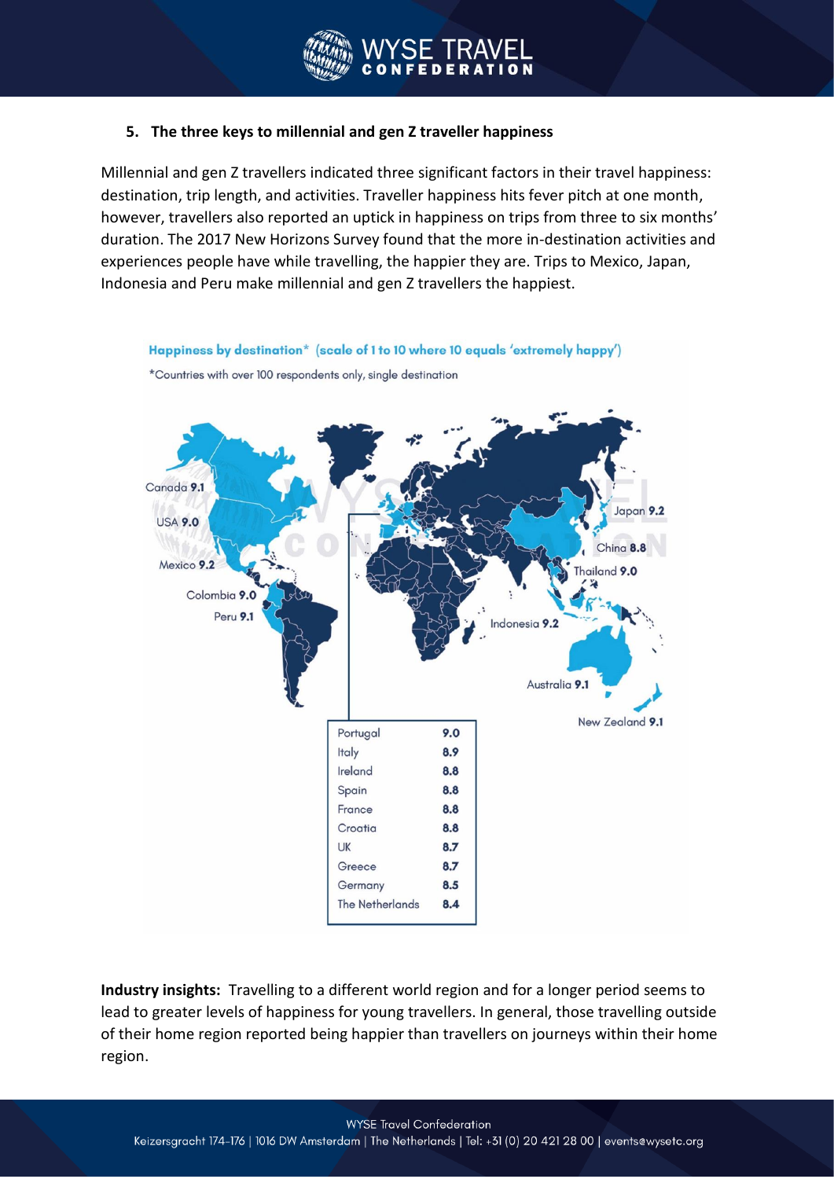## 5. The three keys to millennial and gen Z traveller happiness

Millennial and gen Z travellers indicated three significant factors in their travel happiness: destination, trip length, and activities. Traveller happiness hits fever pitch at one month, however, travellers also reported an uptick in happiness on trips from three to six months' duration. The 2017 New Horizons Survey found that the more in-destination activities and experiences people have while travelling, the happier they are. Trips to Mexico, Japan, Indonesia and Peru make millennial and gen Z travellers the happiest.

**Happiness by destination*** (scale of 1 to 10 where 10 equals 'extremely happy')

*Countries with over 100 respondents only, single destination

Canada 9.1
USA 9.0
Mexico 9.2
Colombia 9.0
Peru 9.1
Japan 9.2
China 8.8
Thailand 9.0
Indonesia 9.2
Australia 9.1
New Zealand 9.1

| Country | Score |
|---|---|
| Portugal | 9.0 |
| Italy | 8.9 |
| Ireland | 8.8 |
| Spain | 8.8 |
| France | 8.8 |
| Croatia | 8.8 |
| UK | 8.7 |
| Greece | 8.7 |
| Germany | 8.5 |
| The Netherlands | 8.4 |

**Industry insights:** Travelling to a different world region and for a longer period seems to lead to greater levels of happiness for young travellers. In general, those travelling outside of their home region reported being happier than travellers on journeys within their home region.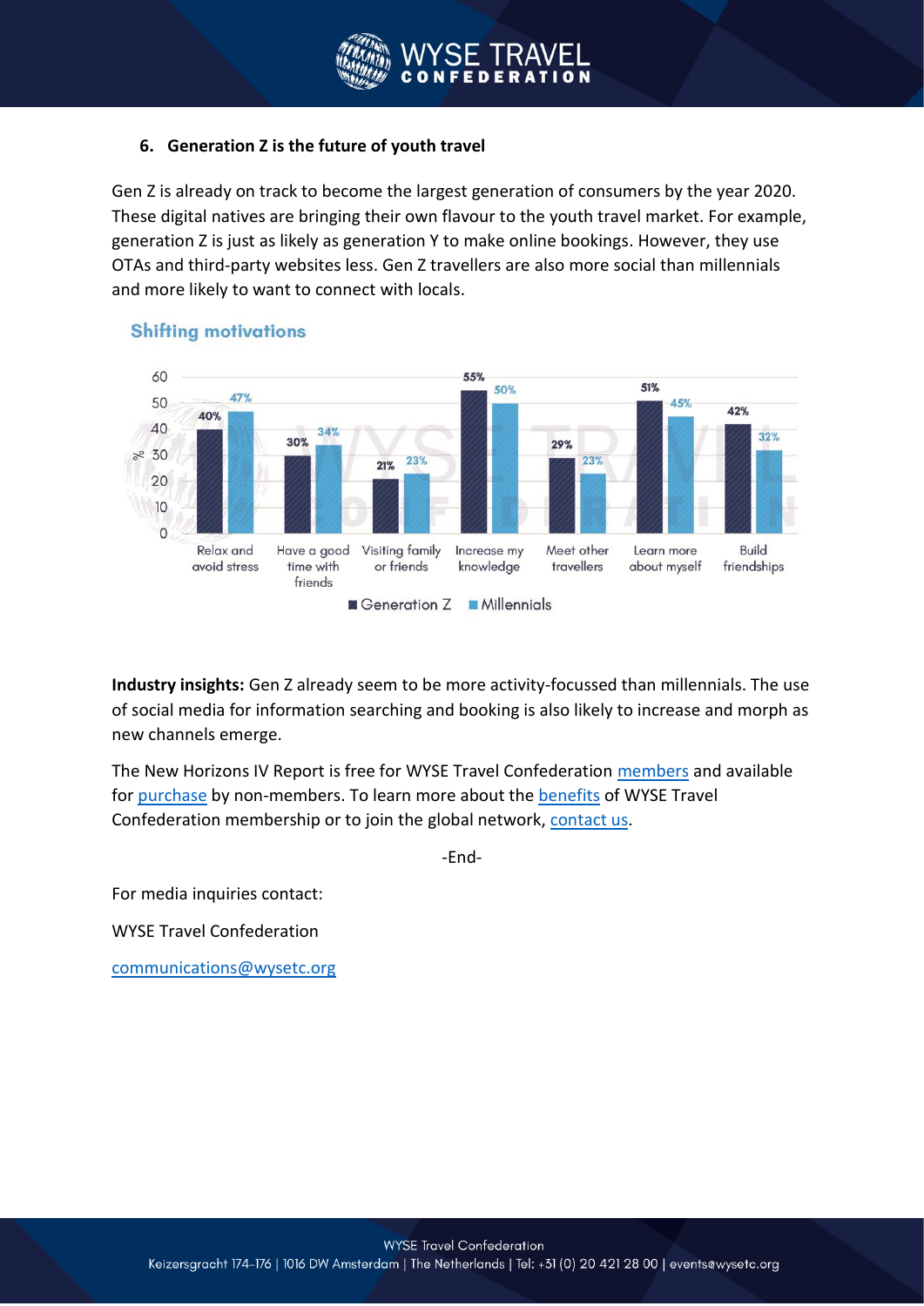### 6. Generation Z is the future of youth travel

Gen Z is already on track to become the largest generation of consumers by the year 2020. These digital natives are bringing their own flavour to the youth travel market. For example, generation Z is just as likely as generation Y to make online bookings. However, they use OTAs and third-party websites less. Gen Z travellers are also more social than millennials and more likely to want to connect with locals.

**Shifting motivations**

| Motivation | Generation Z | Millennials |
|---|---|---|
| Relax and avoid stress | 40% | 47% |
| Have a good time with friends | 30% | 34% |
| Visiting family or friends | 21% | 23% |
| Increase my knowledge | 55% | 50% |
| Meet other travellers | 29% | 23% |
| Learn more about myself | 51% | 45% |
| Build friendships | 42% | 32% |

**Industry insights:** Gen Z already seem to be more activity-focussed than millennials. The use of social media for information searching and booking is also likely to increase and morph as new channels emerge.

The New Horizons IV Report is free for WYSE Travel Confederation members and available for purchase by non-members. To learn more about the benefits of WYSE Travel Confederation membership or to join the global network, contact us.

-End-

For media inquiries contact:

WYSE Travel Confederation

communications@wysetc.org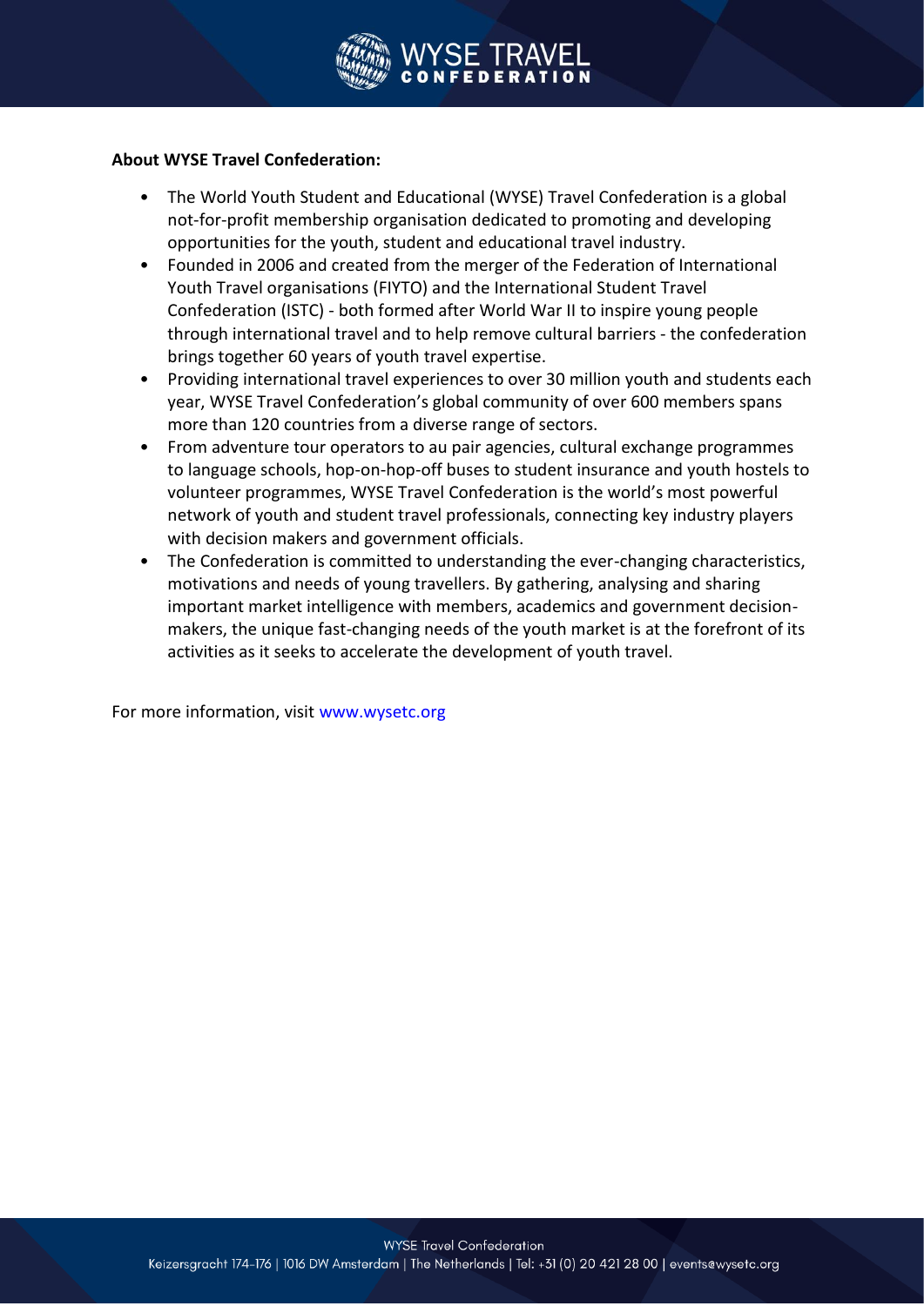**About WYSE Travel Confederation:**

- The World Youth Student and Educational (WYSE) Travel Confederation is a global not-for-profit membership organisation dedicated to promoting and developing opportunities for the youth, student and educational travel industry.
- Founded in 2006 and created from the merger of the Federation of International Youth Travel organisations (FIYTO) and the International Student Travel Confederation (ISTC) - both formed after World War II to inspire young people through international travel and to help remove cultural barriers - the confederation brings together 60 years of youth travel expertise.
- Providing international travel experiences to over 30 million youth and students each year, WYSE Travel Confederation's global community of over 600 members spans more than 120 countries from a diverse range of sectors.
- From adventure tour operators to au pair agencies, cultural exchange programmes to language schools, hop-on-hop-off buses to student insurance and youth hostels to volunteer programmes, WYSE Travel Confederation is the world's most powerful network of youth and student travel professionals, connecting key industry players with decision makers and government officials.
- The Confederation is committed to understanding the ever-changing characteristics, motivations and needs of young travellers. By gathering, analysing and sharing important market intelligence with members, academics and government decision-makers, the unique fast-changing needs of the youth market is at the forefront of its activities as it seeks to accelerate the development of youth travel.

For more information, visit www.wysetc.org